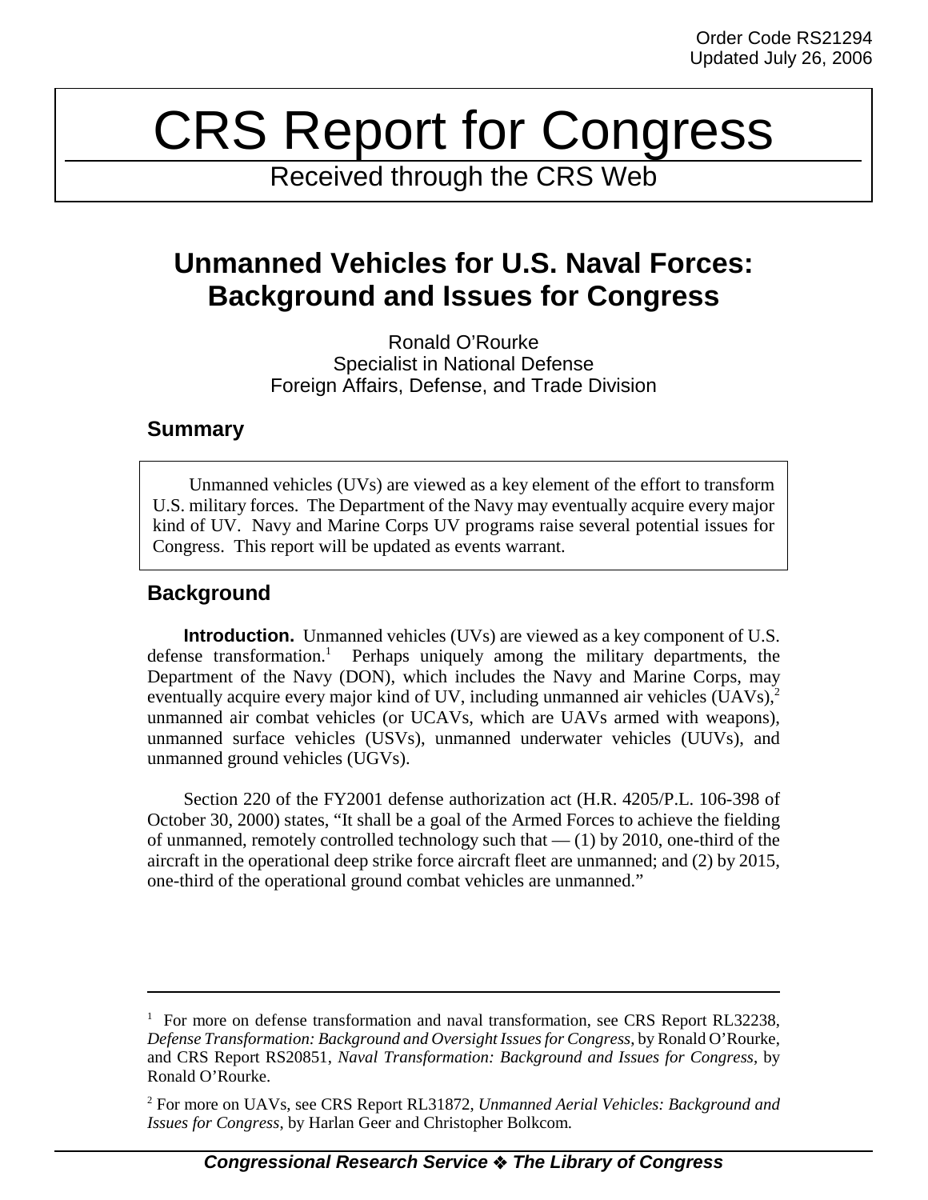Order Code RS21294
Updated July 26, 2006

# CRS Report for Congress

Received through the CRS Web

## Unmanned Vehicles for U.S. Naval Forces: Background and Issues for Congress

Ronald O'Rourke
Specialist in National Defense
Foreign Affairs, Defense, and Trade Division

### Summary

Unmanned vehicles (UVs) are viewed as a key element of the effort to transform U.S. military forces. The Department of the Navy may eventually acquire every major kind of UV. Navy and Marine Corps UV programs raise several potential issues for Congress. This report will be updated as events warrant.

### Background

**Introduction.** Unmanned vehicles (UVs) are viewed as a key component of U.S. defense transformation.[1] Perhaps uniquely among the military departments, the Department of the Navy (DON), which includes the Navy and Marine Corps, may eventually acquire every major kind of UV, including unmanned air vehicles (UAVs),[2] unmanned air combat vehicles (or UCAVs, which are UAVs armed with weapons), unmanned surface vehicles (USVs), unmanned underwater vehicles (UUVs), and unmanned ground vehicles (UGVs).

Section 220 of the FY2001 defense authorization act (H.R. 4205/P.L. 106-398 of October 30, 2000) states, "It shall be a goal of the Armed Forces to achieve the fielding of unmanned, remotely controlled technology such that — (1) by 2010, one-third of the aircraft in the operational deep strike force aircraft fleet are unmanned; and (2) by 2015, one-third of the operational ground combat vehicles are unmanned."

---

[1] For more on defense transformation and naval transformation, see CRS Report RL32238, *Defense Transformation: Background and Oversight Issues for Congress*, by Ronald O'Rourke, and CRS Report RS20851, *Naval Transformation: Background and Issues for Congress*, by Ronald O'Rourke.

[2] For more on UAVs, see CRS Report RL31872, *Unmanned Aerial Vehicles: Background and Issues for Congress*, by Harlan Geer and Christopher Bolkcom.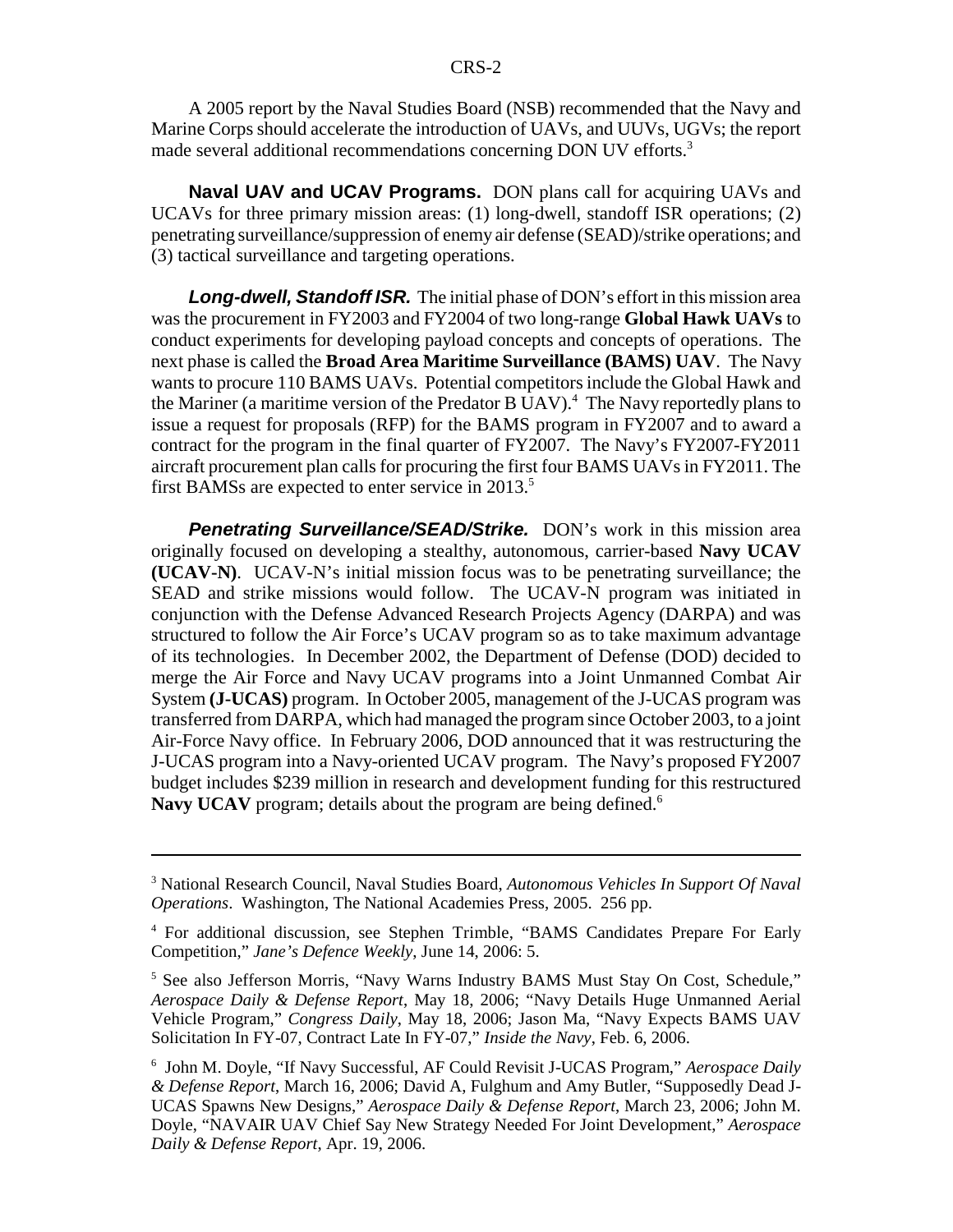A 2005 report by the Naval Studies Board (NSB) recommended that the Navy and Marine Corps should accelerate the introduction of UAVs, and UUVs, UGVs; the report made several additional recommendations concerning DON UV efforts.[3]

**Naval UAV and UCAV Programs.** DON plans call for acquiring UAVs and UCAVs for three primary mission areas: (1) long-dwell, standoff ISR operations; (2) penetrating surveillance/suppression of enemy air defense (SEAD)/strike operations; and (3) tactical surveillance and targeting operations.

***Long-dwell, Standoff ISR.*** The initial phase of DON's effort in this mission area was the procurement in FY2003 and FY2004 of two long-range **Global Hawk UAVs** to conduct experiments for developing payload concepts and concepts of operations. The next phase is called the **Broad Area Maritime Surveillance (BAMS) UAV**. The Navy wants to procure 110 BAMS UAVs. Potential competitors include the Global Hawk and the Mariner (a maritime version of the Predator B UAV).[4] The Navy reportedly plans to issue a request for proposals (RFP) for the BAMS program in FY2007 and to award a contract for the program in the final quarter of FY2007. The Navy's FY2007-FY2011 aircraft procurement plan calls for procuring the first four BAMS UAVs in FY2011. The first BAMSs are expected to enter service in 2013.[5]

***Penetrating Surveillance/SEAD/Strike.*** DON's work in this mission area originally focused on developing a stealthy, autonomous, carrier-based **Navy UCAV (UCAV-N)**. UCAV-N's initial mission focus was to be penetrating surveillance; the SEAD and strike missions would follow. The UCAV-N program was initiated in conjunction with the Defense Advanced Research Projects Agency (DARPA) and was structured to follow the Air Force's UCAV program so as to take maximum advantage of its technologies. In December 2002, the Department of Defense (DOD) decided to merge the Air Force and Navy UCAV programs into a Joint Unmanned Combat Air System **(J-UCAS)** program. In October 2005, management of the J-UCAS program was transferred from DARPA, which had managed the program since October 2003, to a joint Air-Force Navy office. In February 2006, DOD announced that it was restructuring the J-UCAS program into a Navy-oriented UCAV program. The Navy's proposed FY2007 budget includes $239 million in research and development funding for this restructured **Navy UCAV** program; details about the program are being defined.[6]

---

[3] National Research Council, Naval Studies Board, *Autonomous Vehicles In Support Of Naval Operations*. Washington, The National Academies Press, 2005. 256 pp.

[4] For additional discussion, see Stephen Trimble, "BAMS Candidates Prepare For Early Competition," *Jane's Defence Weekly*, June 14, 2006: 5.

[5] See also Jefferson Morris, "Navy Warns Industry BAMS Must Stay On Cost, Schedule," *Aerospace Daily & Defense Report*, May 18, 2006; "Navy Details Huge Unmanned Aerial Vehicle Program," *Congress Daily*, May 18, 2006; Jason Ma, "Navy Expects BAMS UAV Solicitation In FY-07, Contract Late In FY-07," *Inside the Navy*, Feb. 6, 2006.

[6] John M. Doyle, "If Navy Successful, AF Could Revisit J-UCAS Program," *Aerospace Daily & Defense Report*, March 16, 2006; David A, Fulghum and Amy Butler, "Supposedly Dead J-UCAS Spawns New Designs," *Aerospace Daily & Defense Report*, March 23, 2006; John M. Doyle, "NAVAIR UAV Chief Say New Strategy Needed For Joint Development," *Aerospace Daily & Defense Report*, Apr. 19, 2006.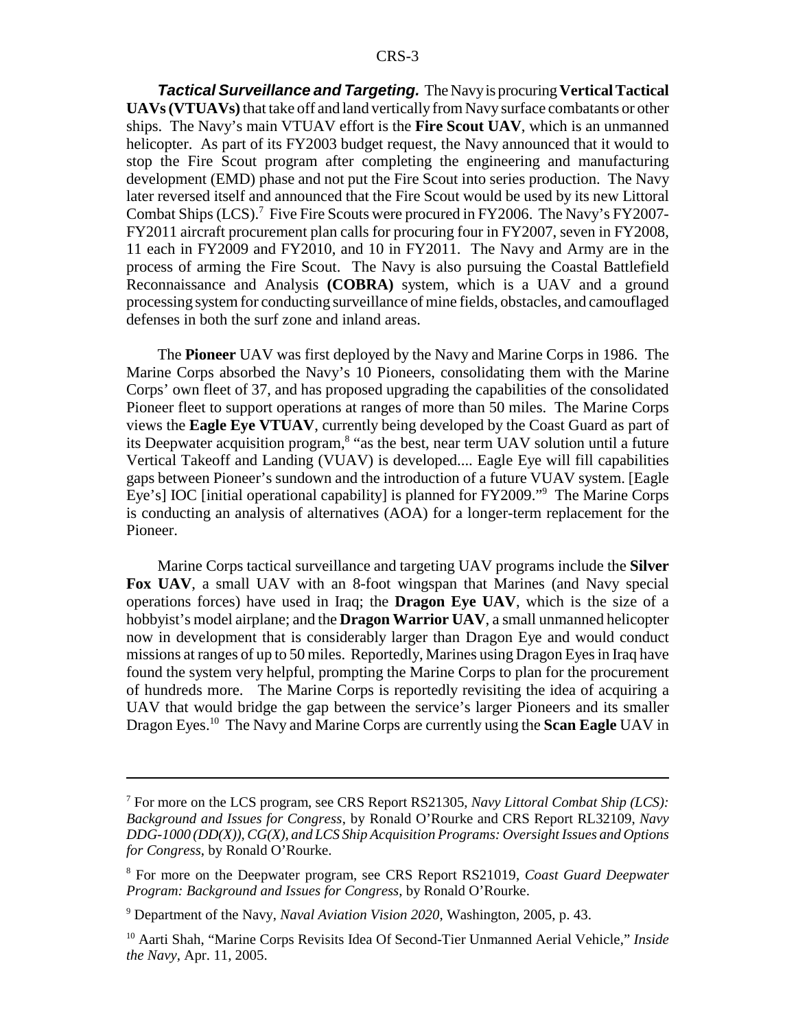***Tactical Surveillance and Targeting.*** The Navy is procuring **Vertical Tactical UAVs (VTUAVs)** that take off and land vertically from Navy surface combatants or other ships. The Navy's main VTUAV effort is the **Fire Scout UAV**, which is an unmanned helicopter. As part of its FY2003 budget request, the Navy announced that it would to stop the Fire Scout program after completing the engineering and manufacturing development (EMD) phase and not put the Fire Scout into series production. The Navy later reversed itself and announced that the Fire Scout would be used by its new Littoral Combat Ships (LCS).[7] Five Fire Scouts were procured in FY2006. The Navy's FY2007-FY2011 aircraft procurement plan calls for procuring four in FY2007, seven in FY2008, 11 each in FY2009 and FY2010, and 10 in FY2011. The Navy and Army are in the process of arming the Fire Scout. The Navy is also pursuing the Coastal Battlefield Reconnaissance and Analysis **(COBRA)** system, which is a UAV and a ground processing system for conducting surveillance of mine fields, obstacles, and camouflaged defenses in both the surf zone and inland areas.

The **Pioneer** UAV was first deployed by the Navy and Marine Corps in 1986. The Marine Corps absorbed the Navy's 10 Pioneers, consolidating them with the Marine Corps' own fleet of 37, and has proposed upgrading the capabilities of the consolidated Pioneer fleet to support operations at ranges of more than 50 miles. The Marine Corps views the **Eagle Eye VTUAV**, currently being developed by the Coast Guard as part of its Deepwater acquisition program,[8] "as the best, near term UAV solution until a future Vertical Takeoff and Landing (VUAV) is developed.... Eagle Eye will fill capabilities gaps between Pioneer's sundown and the introduction of a future VUAV system. [Eagle Eye's] IOC [initial operational capability] is planned for FY2009."[9] The Marine Corps is conducting an analysis of alternatives (AOA) for a longer-term replacement for the Pioneer.

Marine Corps tactical surveillance and targeting UAV programs include the **Silver Fox UAV**, a small UAV with an 8-foot wingspan that Marines (and Navy special operations forces) have used in Iraq; the **Dragon Eye UAV**, which is the size of a hobbyist's model airplane; and the **Dragon Warrior UAV**, a small unmanned helicopter now in development that is considerably larger than Dragon Eye and would conduct missions at ranges of up to 50 miles. Reportedly, Marines using Dragon Eyes in Iraq have found the system very helpful, prompting the Marine Corps to plan for the procurement of hundreds more. The Marine Corps is reportedly revisiting the idea of acquiring a UAV that would bridge the gap between the service's larger Pioneers and its smaller Dragon Eyes.[10] The Navy and Marine Corps are currently using the **Scan Eagle** UAV in

---

[7] For more on the LCS program, see CRS Report RS21305, *Navy Littoral Combat Ship (LCS): Background and Issues for Congress*, by Ronald O'Rourke and CRS Report RL32109, *Navy DDG-1000 (DD(X)), CG(X), and LCS Ship Acquisition Programs: Oversight Issues and Options for Congress*, by Ronald O'Rourke.

[8] For more on the Deepwater program, see CRS Report RS21019, *Coast Guard Deepwater Program: Background and Issues for Congress*, by Ronald O'Rourke.

[9] Department of the Navy, *Naval Aviation Vision 2020*, Washington, 2005, p. 43.

[10] Aarti Shah, "Marine Corps Revisits Idea Of Second-Tier Unmanned Aerial Vehicle," *Inside the Navy*, Apr. 11, 2005.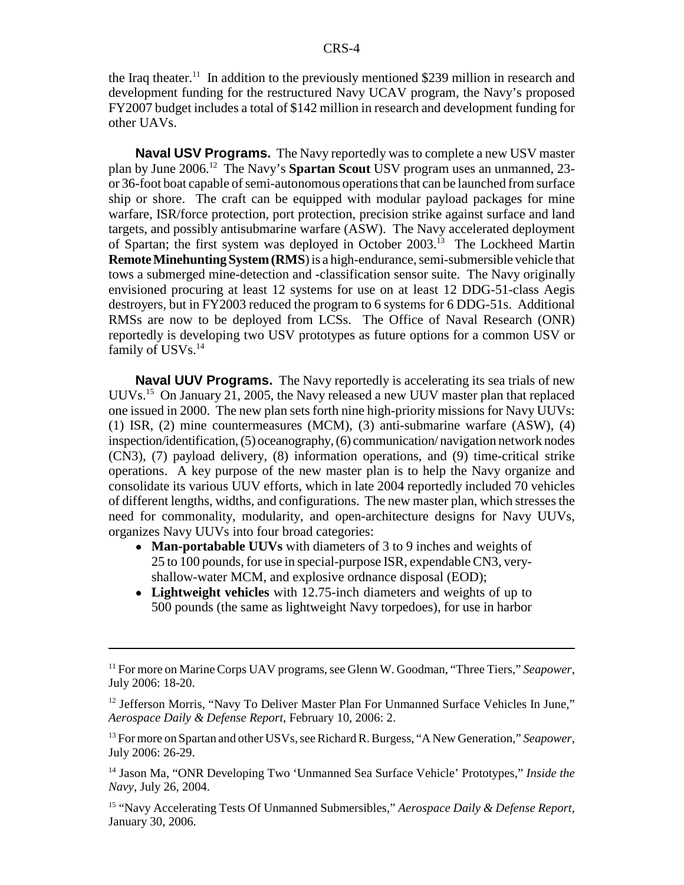the Iraq theater.[11] In addition to the previously mentioned $239 million in research and development funding for the restructured Navy UCAV program, the Navy's proposed FY2007 budget includes a total of $142 million in research and development funding for other UAVs.

**Naval USV Programs.** The Navy reportedly was to complete a new USV master plan by June 2006.[12] The Navy's **Spartan Scout** USV program uses an unmanned, 23- or 36-foot boat capable of semi-autonomous operations that can be launched from surface ship or shore. The craft can be equipped with modular payload packages for mine warfare, ISR/force protection, port protection, precision strike against surface and land targets, and possibly antisubmarine warfare (ASW). The Navy accelerated deployment of Spartan; the first system was deployed in October 2003.[13] The Lockheed Martin **Remote Minehunting System (RMS)** is a high-endurance, semi-submersible vehicle that tows a submerged mine-detection and -classification sensor suite. The Navy originally envisioned procuring at least 12 systems for use on at least 12 DDG-51-class Aegis destroyers, but in FY2003 reduced the program to 6 systems for 6 DDG-51s. Additional RMSs are now to be deployed from LCSs. The Office of Naval Research (ONR) reportedly is developing two USV prototypes as future options for a common USV or family of USVs.[14]

**Naval UUV Programs.** The Navy reportedly is accelerating its sea trials of new UUVs.[15] On January 21, 2005, the Navy released a new UUV master plan that replaced one issued in 2000. The new plan sets forth nine high-priority missions for Navy UUVs: (1) ISR, (2) mine countermeasures (MCM), (3) anti-submarine warfare (ASW), (4) inspection/identification, (5) oceanography, (6) communication/ navigation network nodes (CN3), (7) payload delivery, (8) information operations, and (9) time-critical strike operations. A key purpose of the new master plan is to help the Navy organize and consolidate its various UUV efforts, which in late 2004 reportedly included 70 vehicles of different lengths, widths, and configurations. The new master plan, which stresses the need for commonality, modularity, and open-architecture designs for Navy UUVs, organizes Navy UUVs into four broad categories:

- **Man-portable UUVs** with diameters of 3 to 9 inches and weights of 25 to 100 pounds, for use in special-purpose ISR, expendable CN3, very-shallow-water MCM, and explosive ordnance disposal (EOD);
- **Lightweight vehicles** with 12.75-inch diameters and weights of up to 500 pounds (the same as lightweight Navy torpedoes), for use in harbor

---

[11] For more on Marine Corps UAV programs, see Glenn W. Goodman, "Three Tiers," *Seapower*, July 2006: 18-20.

[12] Jefferson Morris, "Navy To Deliver Master Plan For Unmanned Surface Vehicles In June," *Aerospace Daily & Defense Report*, February 10, 2006: 2.

[13] For more on Spartan and other USVs, see Richard R. Burgess, "A New Generation," *Seapower*, July 2006: 26-29.

[14] Jason Ma, "ONR Developing Two 'Unmanned Sea Surface Vehicle' Prototypes," *Inside the Navy*, July 26, 2004.

[15] "Navy Accelerating Tests Of Unmanned Submersibles," *Aerospace Daily & Defense Report*, January 30, 2006.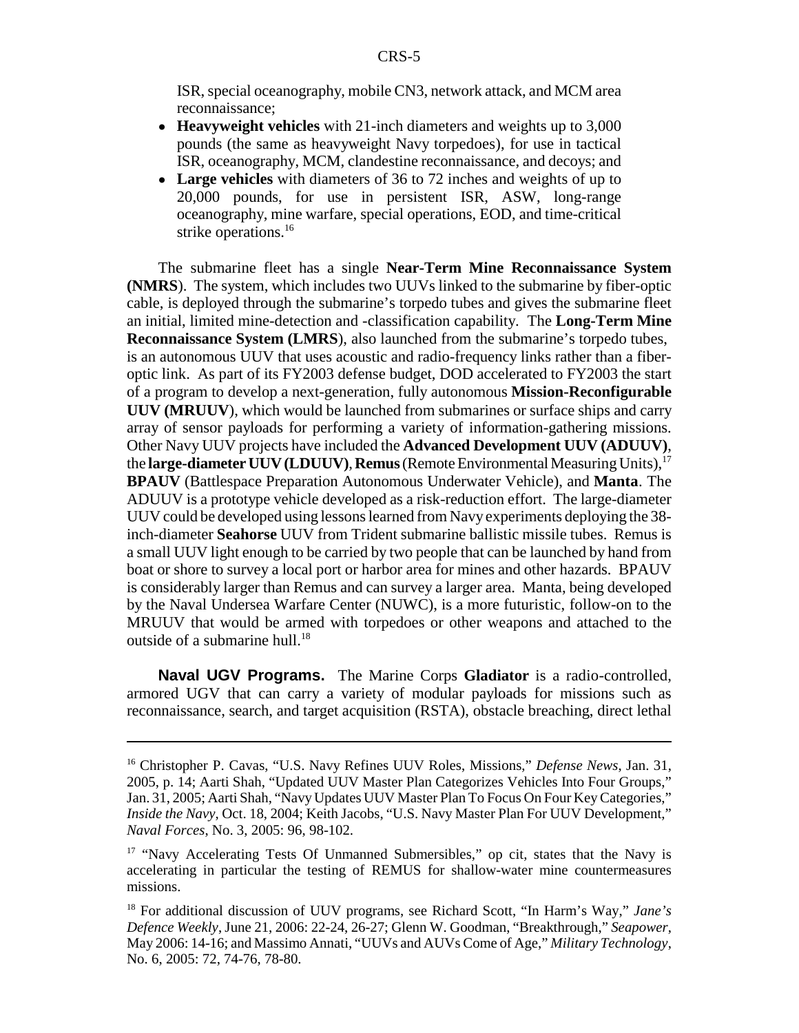ISR, special oceanography, mobile CN3, network attack, and MCM area reconnaissance;

- **Heavyweight vehicles** with 21-inch diameters and weights up to 3,000 pounds (the same as heavyweight Navy torpedoes), for use in tactical ISR, oceanography, MCM, clandestine reconnaissance, and decoys; and
- **Large vehicles** with diameters of 36 to 72 inches and weights of up to 20,000 pounds, for use in persistent ISR, ASW, long-range oceanography, mine warfare, special operations, EOD, and time-critical strike operations.[16]

The submarine fleet has a single **Near-Term Mine Reconnaissance System (NMRS**). The system, which includes two UUVs linked to the submarine by fiber-optic cable, is deployed through the submarine's torpedo tubes and gives the submarine fleet an initial, limited mine-detection and -classification capability. The **Long-Term Mine Reconnaissance System (LMRS**), also launched from the submarine's torpedo tubes, is an autonomous UUV that uses acoustic and radio-frequency links rather than a fiber-optic link. As part of its FY2003 defense budget, DOD accelerated to FY2003 the start of a program to develop a next-generation, fully autonomous **Mission-Reconfigurable UUV (MRUUV**), which would be launched from submarines or surface ships and carry array of sensor payloads for performing a variety of information-gathering missions. Other Navy UUV projects have included the **Advanced Development UUV (ADUUV)**, the **large-diameter UUV (LDUUV)**, **Remus** (Remote Environmental Measuring Units),[17] **BPAUV** (Battlespace Preparation Autonomous Underwater Vehicle), and **Manta**. The ADUUV is a prototype vehicle developed as a risk-reduction effort. The large-diameter UUV could be developed using lessons learned from Navy experiments deploying the 38-inch-diameter **Seahorse** UUV from Trident submarine ballistic missile tubes. Remus is a small UUV light enough to be carried by two people that can be launched by hand from boat or shore to survey a local port or harbor area for mines and other hazards. BPAUV is considerably larger than Remus and can survey a larger area. Manta, being developed by the Naval Undersea Warfare Center (NUWC), is a more futuristic, follow-on to the MRUUV that would be armed with torpedoes or other weapons and attached to the outside of a submarine hull.[18]

**Naval UGV Programs.** The Marine Corps **Gladiator** is a radio-controlled, armored UGV that can carry a variety of modular payloads for missions such as reconnaissance, search, and target acquisition (RSTA), obstacle breaching, direct lethal

---

[16] Christopher P. Cavas, "U.S. Navy Refines UUV Roles, Missions," *Defense News*, Jan. 31, 2005, p. 14; Aarti Shah, "Updated UUV Master Plan Categorizes Vehicles Into Four Groups," Jan. 31, 2005; Aarti Shah, "Navy Updates UUV Master Plan To Focus On Four Key Categories," *Inside the Navy*, Oct. 18, 2004; Keith Jacobs, "U.S. Navy Master Plan For UUV Development," *Naval Forces*, No. 3, 2005: 96, 98-102.

[17] "Navy Accelerating Tests Of Unmanned Submersibles," op cit, states that the Navy is accelerating in particular the testing of REMUS for shallow-water mine countermeasures missions.

[18] For additional discussion of UUV programs, see Richard Scott, "In Harm's Way," *Jane's Defence Weekly*, June 21, 2006: 22-24, 26-27; Glenn W. Goodman, "Breakthrough," *Seapower*, May 2006: 14-16; and Massimo Annati, "UUVs and AUVs Come of Age," *Military Technology*, No. 6, 2005: 72, 74-76, 78-80.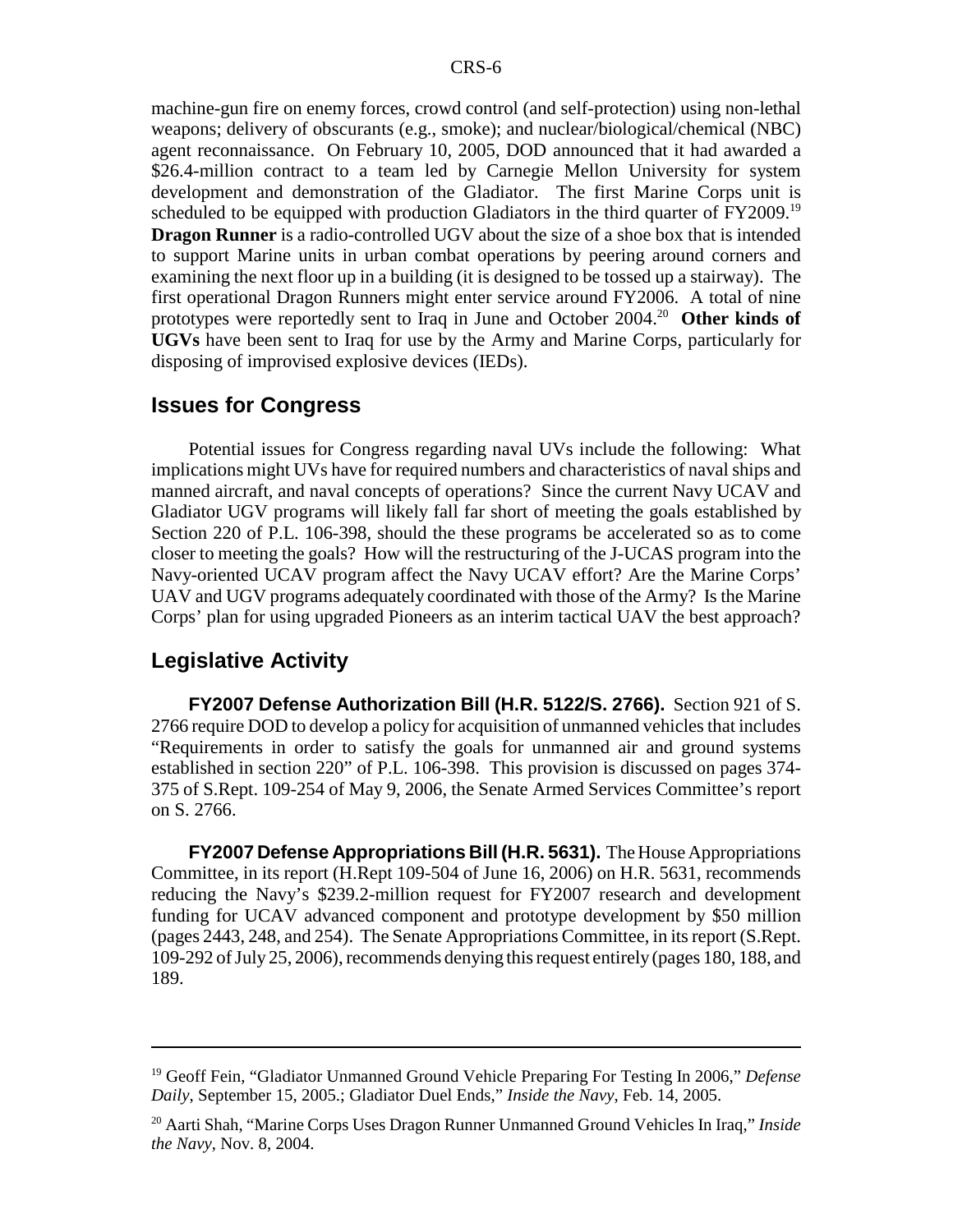machine-gun fire on enemy forces, crowd control (and self-protection) using non-lethal weapons; delivery of obscurants (e.g., smoke); and nuclear/biological/chemical (NBC) agent reconnaissance. On February 10, 2005, DOD announced that it had awarded a $26.4-million contract to a team led by Carnegie Mellon University for system development and demonstration of the Gladiator. The first Marine Corps unit is scheduled to be equipped with production Gladiators in the third quarter of FY2009.[19] **Dragon Runner** is a radio-controlled UGV about the size of a shoe box that is intended to support Marine units in urban combat operations by peering around corners and examining the next floor up in a building (it is designed to be tossed up a stairway). The first operational Dragon Runners might enter service around FY2006. A total of nine prototypes were reportedly sent to Iraq in June and October 2004.[20] **Other kinds of UGVs** have been sent to Iraq for use by the Army and Marine Corps, particularly for disposing of improvised explosive devices (IEDs).

## Issues for Congress

Potential issues for Congress regarding naval UVs include the following: What implications might UVs have for required numbers and characteristics of naval ships and manned aircraft, and naval concepts of operations? Since the current Navy UCAV and Gladiator UGV programs will likely fall far short of meeting the goals established by Section 220 of P.L. 106-398, should the these programs be accelerated so as to come closer to meeting the goals? How will the restructuring of the J-UCAS program into the Navy-oriented UCAV program affect the Navy UCAV effort? Are the Marine Corps' UAV and UGV programs adequately coordinated with those of the Army? Is the Marine Corps' plan for using upgraded Pioneers as an interim tactical UAV the best approach?

## Legislative Activity

**FY2007 Defense Authorization Bill (H.R. 5122/S. 2766).** Section 921 of S. 2766 require DOD to develop a policy for acquisition of unmanned vehicles that includes "Requirements in order to satisfy the goals for unmanned air and ground systems established in section 220" of P.L. 106-398. This provision is discussed on pages 374-375 of S.Rept. 109-254 of May 9, 2006, the Senate Armed Services Committee's report on S. 2766.

**FY2007 Defense Appropriations Bill (H.R. 5631).** The House Appropriations Committee, in its report (H.Rept 109-504 of June 16, 2006) on H.R. 5631, recommends reducing the Navy's $239.2-million request for FY2007 research and development funding for UCAV advanced component and prototype development by $50 million (pages 2443, 248, and 254). The Senate Appropriations Committee, in its report (S.Rept. 109-292 of July 25, 2006), recommends denying this request entirely (pages 180, 188, and 189.

---

[19] Geoff Fein, "Gladiator Unmanned Ground Vehicle Preparing For Testing In 2006," *Defense Daily*, September 15, 2005.; Gladiator Duel Ends," *Inside the Navy*, Feb. 14, 2005.

[20] Aarti Shah, "Marine Corps Uses Dragon Runner Unmanned Ground Vehicles In Iraq," *Inside the Navy*, Nov. 8, 2004.